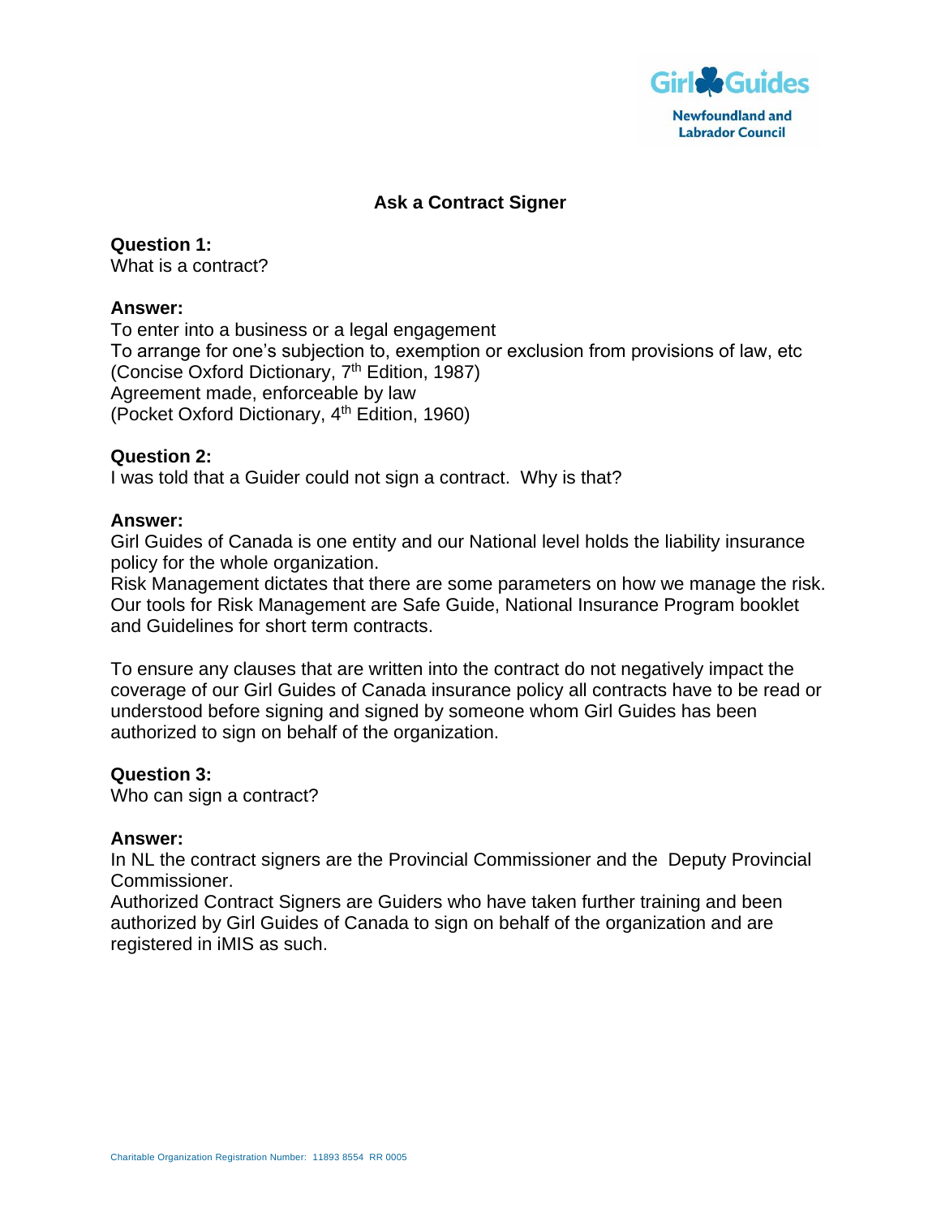# Ask a Contract Signer

**Question 1:**
What is a contract?

**Answer:**
To enter into a business or a legal engagement
To arrange for one's subjection to, exemption or exclusion from provisions of law, etc
(Concise Oxford Dictionary, 7th Edition, 1987)
Agreement made, enforceable by law
(Pocket Oxford Dictionary, 4th Edition, 1960)

**Question 2:**
I was told that a Guider could not sign a contract. Why is that?

**Answer:**
Girl Guides of Canada is one entity and our National level holds the liability insurance policy for the whole organization.
Risk Management dictates that there are some parameters on how we manage the risk. Our tools for Risk Management are Safe Guide, National Insurance Program booklet and Guidelines for short term contracts.

To ensure any clauses that are written into the contract do not negatively impact the coverage of our Girl Guides of Canada insurance policy all contracts have to be read or understood before signing and signed by someone whom Girl Guides has been authorized to sign on behalf of the organization.

**Question 3:**
Who can sign a contract?

**Answer:**
In NL the contract signers are the Provincial Commissioner and the Deputy Provincial Commissioner.
Authorized Contract Signers are Guiders who have taken further training and been authorized by Girl Guides of Canada to sign on behalf of the organization and are registered in iMIS as such.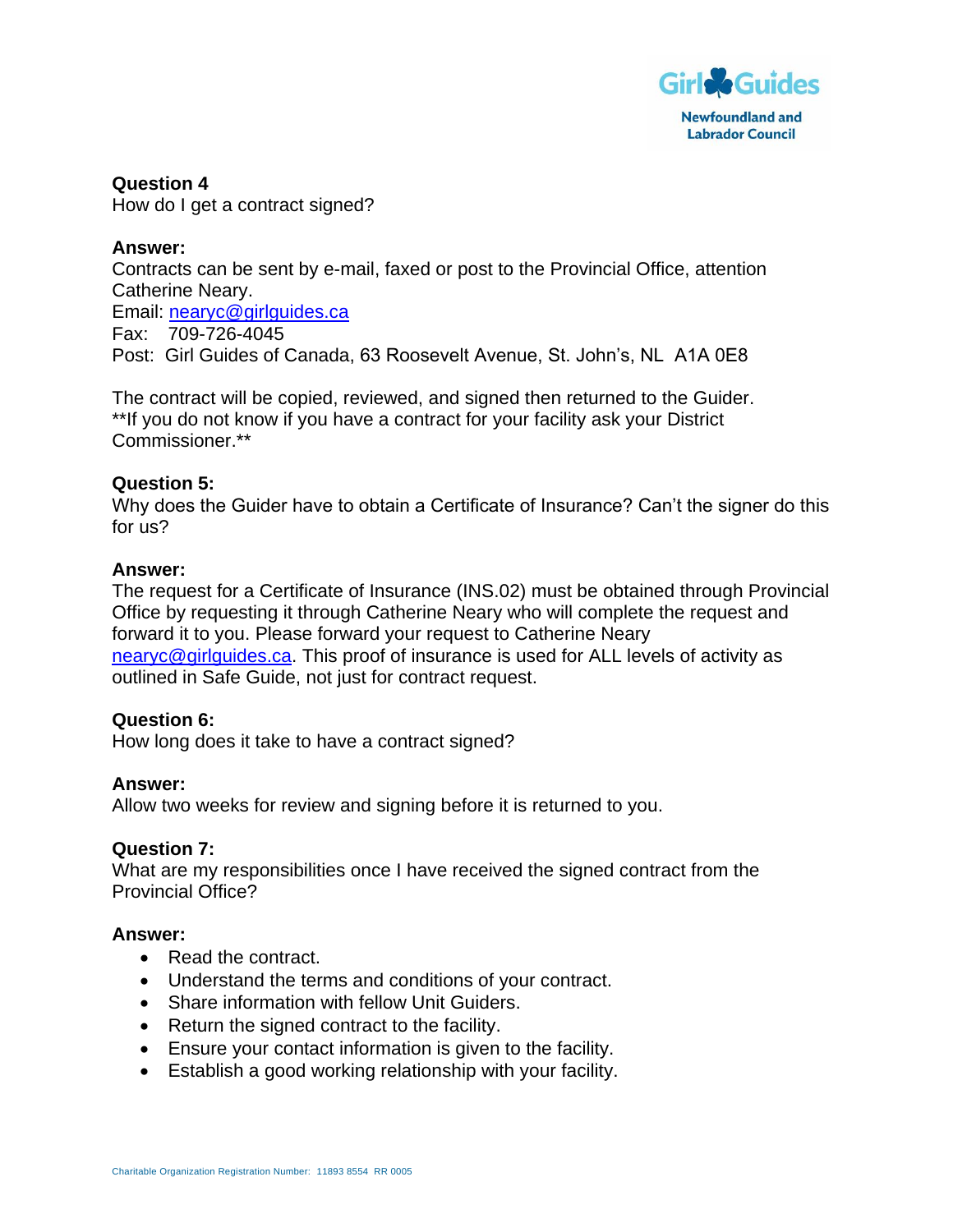**Question 4**
How do I get a contract signed?

**Answer:**
Contracts can be sent by e-mail, faxed or post to the Provincial Office, attention Catherine Neary.
Email: [nearyc@girlguides.ca](mailto:nearyc@girlguides.ca)
Fax: 709-726-4045
Post: Girl Guides of Canada, 63 Roosevelt Avenue, St. John's, NL A1A 0E8

The contract will be copied, reviewed, and signed then returned to the Guider.
**If you do not know if you have a contract for your facility ask your District Commissioner.**

**Question 5:**
Why does the Guider have to obtain a Certificate of Insurance? Can't the signer do this for us?

**Answer:**
The request for a Certificate of Insurance (INS.02) must be obtained through Provincial Office by requesting it through Catherine Neary who will complete the request and forward it to you. Please forward your request to Catherine Neary [nearyc@girlguides.ca](mailto:nearyc@girlguides.ca). This proof of insurance is used for ALL levels of activity as outlined in Safe Guide, not just for contract request.

**Question 6:**
How long does it take to have a contract signed?

**Answer:**
Allow two weeks for review and signing before it is returned to you.

**Question 7:**
What are my responsibilities once I have received the signed contract from the Provincial Office?

**Answer:**

- Read the contract.
- Understand the terms and conditions of your contract.
- Share information with fellow Unit Guiders.
- Return the signed contract to the facility.
- Ensure your contact information is given to the facility.
- Establish a good working relationship with your facility.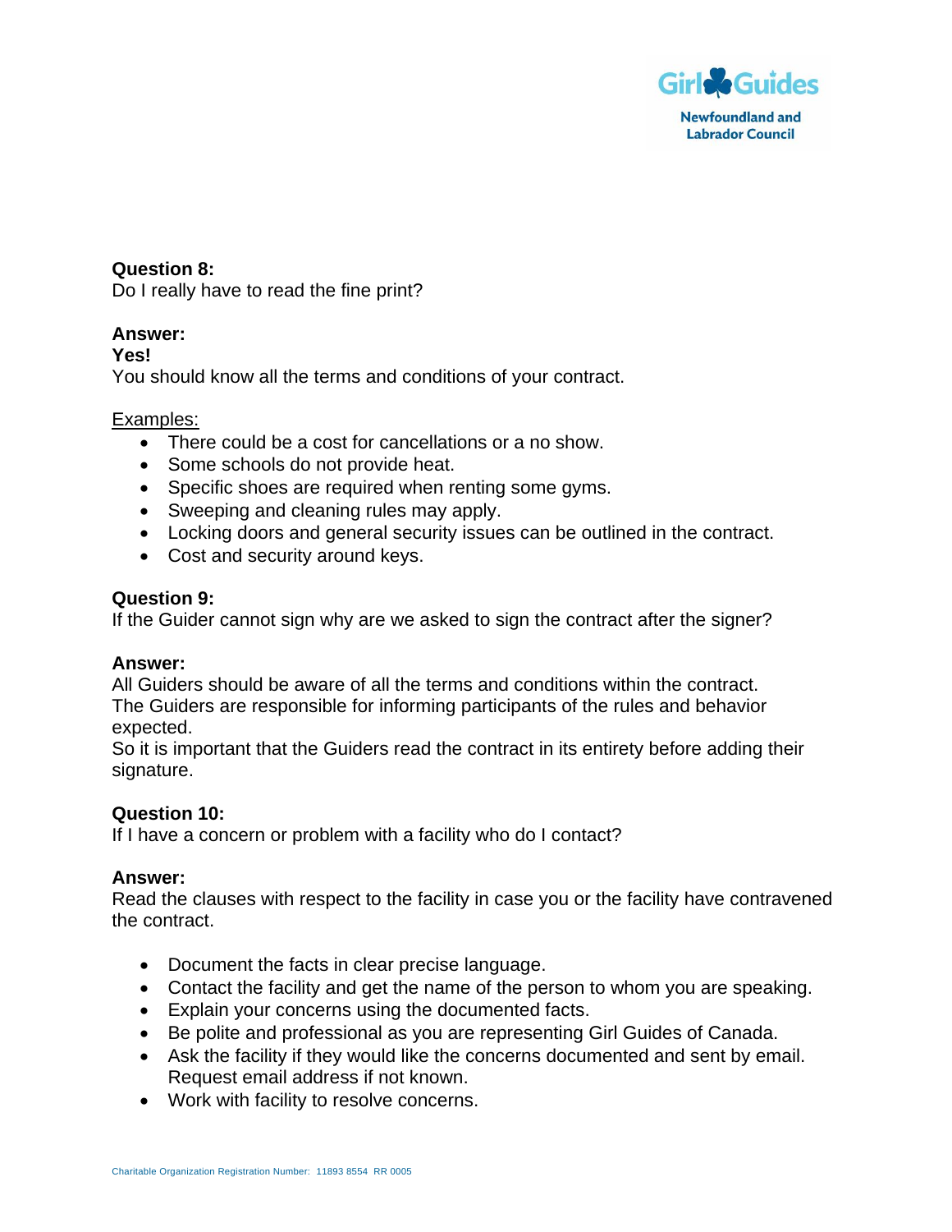**Question 8:**
Do I really have to read the fine print?

**Answer:**
**Yes!**
You should know all the terms and conditions of your contract.

Examples:

- There could be a cost for cancellations or a no show.
- Some schools do not provide heat.
- Specific shoes are required when renting some gyms.
- Sweeping and cleaning rules may apply.
- Locking doors and general security issues can be outlined in the contract.
- Cost and security around keys.

**Question 9:**
If the Guider cannot sign why are we asked to sign the contract after the signer?

**Answer:**
All Guiders should be aware of all the terms and conditions within the contract.
The Guiders are responsible for informing participants of the rules and behavior expected.
So it is important that the Guiders read the contract in its entirety before adding their signature.

**Question 10:**
If I have a concern or problem with a facility who do I contact?

**Answer:**
Read the clauses with respect to the facility in case you or the facility have contravened the contract.

- Document the facts in clear precise language.
- Contact the facility and get the name of the person to whom you are speaking.
- Explain your concerns using the documented facts.
- Be polite and professional as you are representing Girl Guides of Canada.
- Ask the facility if they would like the concerns documented and sent by email. Request email address if not known.
- Work with facility to resolve concerns.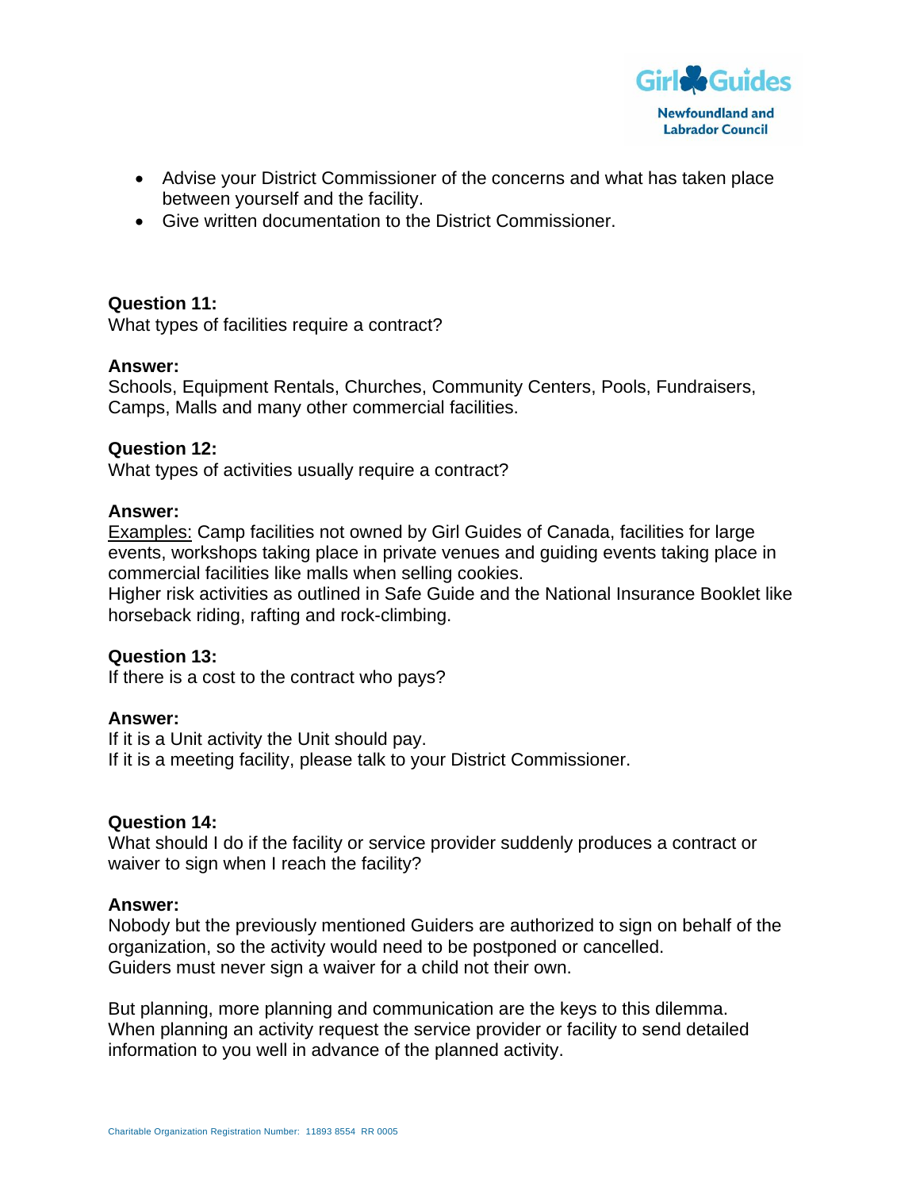- Advise your District Commissioner of the concerns and what has taken place between yourself and the facility.
- Give written documentation to the District Commissioner.

**Question 11:**
What types of facilities require a contract?

**Answer:**
Schools, Equipment Rentals, Churches, Community Centers, Pools, Fundraisers, Camps, Malls and many other commercial facilities.

**Question 12:**
What types of activities usually require a contract?

**Answer:**
Examples: Camp facilities not owned by Girl Guides of Canada, facilities for large events, workshops taking place in private venues and guiding events taking place in commercial facilities like malls when selling cookies.
Higher risk activities as outlined in Safe Guide and the National Insurance Booklet like horseback riding, rafting and rock-climbing.

**Question 13:**
If there is a cost to the contract who pays?

**Answer:**
If it is a Unit activity the Unit should pay.
If it is a meeting facility, please talk to your District Commissioner.

**Question 14:**
What should I do if the facility or service provider suddenly produces a contract or waiver to sign when I reach the facility?

**Answer:**
Nobody but the previously mentioned Guiders are authorized to sign on behalf of the organization, so the activity would need to be postponed or cancelled.
Guiders must never sign a waiver for a child not their own.

But planning, more planning and communication are the keys to this dilemma.
When planning an activity request the service provider or facility to send detailed information to you well in advance of the planned activity.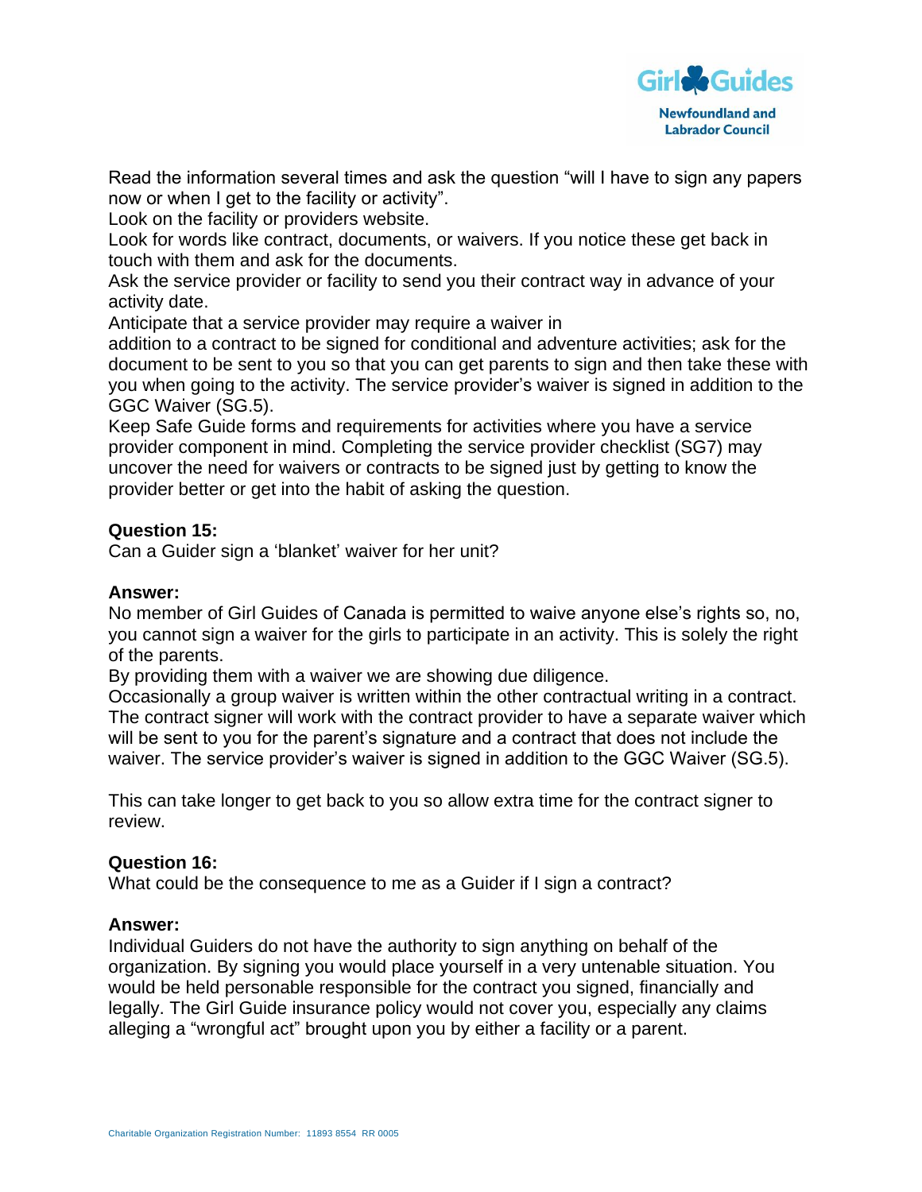Read the information several times and ask the question "will I have to sign any papers now or when I get to the facility or activity".
Look on the facility or providers website.
Look for words like contract, documents, or waivers. If you notice these get back in touch with them and ask for the documents.
Ask the service provider or facility to send you their contract way in advance of your activity date.
Anticipate that a service provider may require a waiver in addition to a contract to be signed for conditional and adventure activities; ask for the document to be sent to you so that you can get parents to sign and then take these with you when going to the activity. The service provider's waiver is signed in addition to the GGC Waiver (SG.5).
Keep Safe Guide forms and requirements for activities where you have a service provider component in mind. Completing the service provider checklist (SG7) may uncover the need for waivers or contracts to be signed just by getting to know the provider better or get into the habit of asking the question.

**Question 15:**
Can a Guider sign a 'blanket' waiver for her unit?

**Answer:**
No member of Girl Guides of Canada is permitted to waive anyone else's rights so, no, you cannot sign a waiver for the girls to participate in an activity. This is solely the right of the parents.
By providing them with a waiver we are showing due diligence.
Occasionally a group waiver is written within the other contractual writing in a contract. The contract signer will work with the contract provider to have a separate waiver which will be sent to you for the parent's signature and a contract that does not include the waiver. The service provider's waiver is signed in addition to the GGC Waiver (SG.5).

This can take longer to get back to you so allow extra time for the contract signer to review.

**Question 16:**
What could be the consequence to me as a Guider if I sign a contract?

**Answer:**
Individual Guiders do not have the authority to sign anything on behalf of the organization. By signing you would place yourself in a very untenable situation. You would be held personable responsible for the contract you signed, financially and legally. The Girl Guide insurance policy would not cover you, especially any claims alleging a "wrongful act" brought upon you by either a facility or a parent.